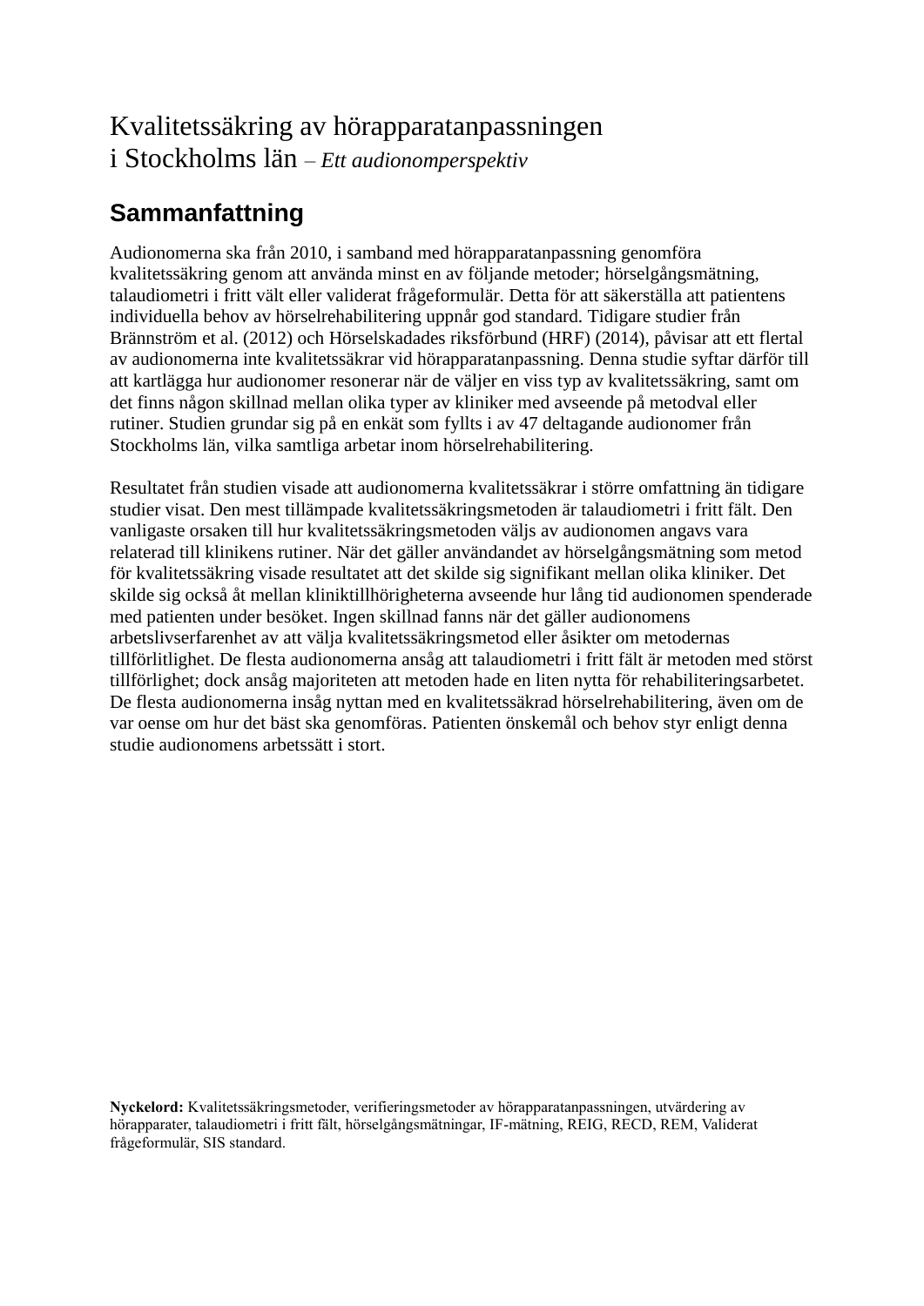# Kvalitetssäkring av hörapparatanpassningen i Stockholms län – *Ett audionomperspektiv*

## Sammanfattning

Audionomerna ska från 2010, i samband med hörapparatanpassning genomföra kvalitetssäkring genom att använda minst en av följande metoder; hörselgångsmätning, talaudiometri i fritt vält eller validerat frågeformulär. Detta för att säkerställa att patientens individuella behov av hörselrehabilitering uppnår god standard. Tidigare studier från Brännström et al. (2012) och Hörselskadades riksförbund (HRF) (2014), påvisar att ett flertal av audionomerna inte kvalitetssäkrar vid hörapparatanpassning. Denna studie syftar därför till att kartlägga hur audionomer resonerar när de väljer en viss typ av kvalitetssäkring, samt om det finns någon skillnad mellan olika typer av kliniker med avseende på metodval eller rutiner. Studien grundar sig på en enkät som fyllts i av 47 deltagande audionomer från Stockholms län, vilka samtliga arbetar inom hörselrehabilitering.

Resultatet från studien visade att audionomerna kvalitetssäkrar i större omfattning än tidigare studier visat. Den mest tillämpade kvalitetssäkringsmetoden är talaudiometri i fritt fält. Den vanligaste orsaken till hur kvalitetssäkringsmetoden väljs av audionomen angavs vara relaterad till klinikens rutiner. När det gäller användandet av hörselgångsmätning som metod för kvalitetssäkring visade resultatet att det skilde sig signifikant mellan olika kliniker. Det skilde sig också åt mellan kliniktillhörigheterna avseende hur lång tid audionomen spenderade med patienten under besöket. Ingen skillnad fanns när det gäller audionomens arbetslivserfarenhet av att välja kvalitetssäkringsmetod eller åsikter om metodernas tillförlitlighet. De flesta audionomerna ansåg att talaudiometri i fritt fält är metoden med störst tillförlighet; dock ansåg majoriteten att metoden hade en liten nytta för rehabiliteringsarbetet. De flesta audionomerna insåg nyttan med en kvalitetssäkrad hörselrehabilitering, även om de var oense om hur det bäst ska genomföras. Patienten önskemål och behov styr enligt denna studie audionomens arbetssätt i stort.

**Nyckelord:** Kvalitetssäkringsmetoder, verifieringsmetoder av hörapparatanpassningen, utvärdering av hörapparater, talaudiometri i fritt fält, hörselgångsmätningar, IF-mätning, REIG, RECD, REM, Validerat frågeformulär, SIS standard.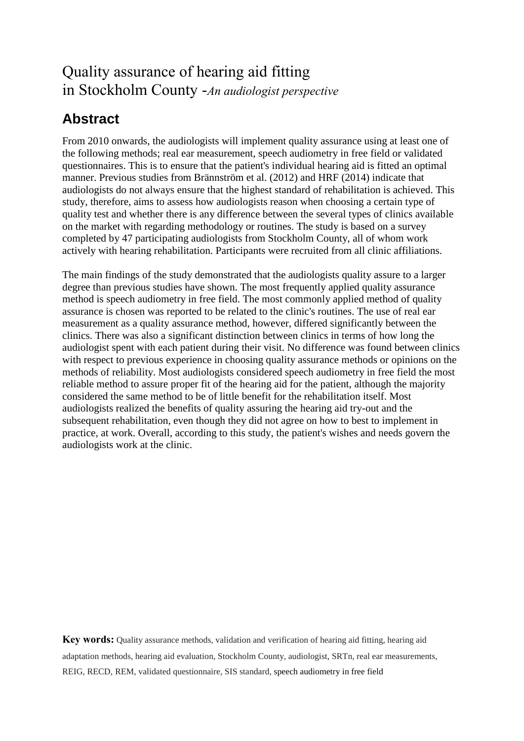# Quality assurance of hearing aid fitting in Stockholm County -*An audiologist perspective*

## Abstract

From 2010 onwards, the audiologists will implement quality assurance using at least one of the following methods; real ear measurement, speech audiometry in free field or validated questionnaires. This is to ensure that the patient's individual hearing aid is fitted an optimal manner. Previous studies from Brännström et al. (2012) and HRF (2014) indicate that audiologists do not always ensure that the highest standard of rehabilitation is achieved. This study, therefore, aims to assess how audiologists reason when choosing a certain type of quality test and whether there is any difference between the several types of clinics available on the market with regarding methodology or routines. The study is based on a survey completed by 47 participating audiologists from Stockholm County, all of whom work actively with hearing rehabilitation. Participants were recruited from all clinic affiliations.

The main findings of the study demonstrated that the audiologists quality assure to a larger degree than previous studies have shown. The most frequently applied quality assurance method is speech audiometry in free field. The most commonly applied method of quality assurance is chosen was reported to be related to the clinic's routines. The use of real ear measurement as a quality assurance method, however, differed significantly between the clinics. There was also a significant distinction between clinics in terms of how long the audiologist spent with each patient during their visit. No difference was found between clinics with respect to previous experience in choosing quality assurance methods or opinions on the methods of reliability. Most audiologists considered speech audiometry in free field the most reliable method to assure proper fit of the hearing aid for the patient, although the majority considered the same method to be of little benefit for the rehabilitation itself. Most audiologists realized the benefits of quality assuring the hearing aid try-out and the subsequent rehabilitation, even though they did not agree on how to best to implement in practice, at work. Overall, according to this study, the patient's wishes and needs govern the audiologists work at the clinic.

**Key words:** Quality assurance methods, validation and verification of hearing aid fitting, hearing aid adaptation methods, hearing aid evaluation, Stockholm County, audiologist, SRTn, real ear measurements, REIG, RECD, REM, validated questionnaire, SIS standard, speech audiometry in free field